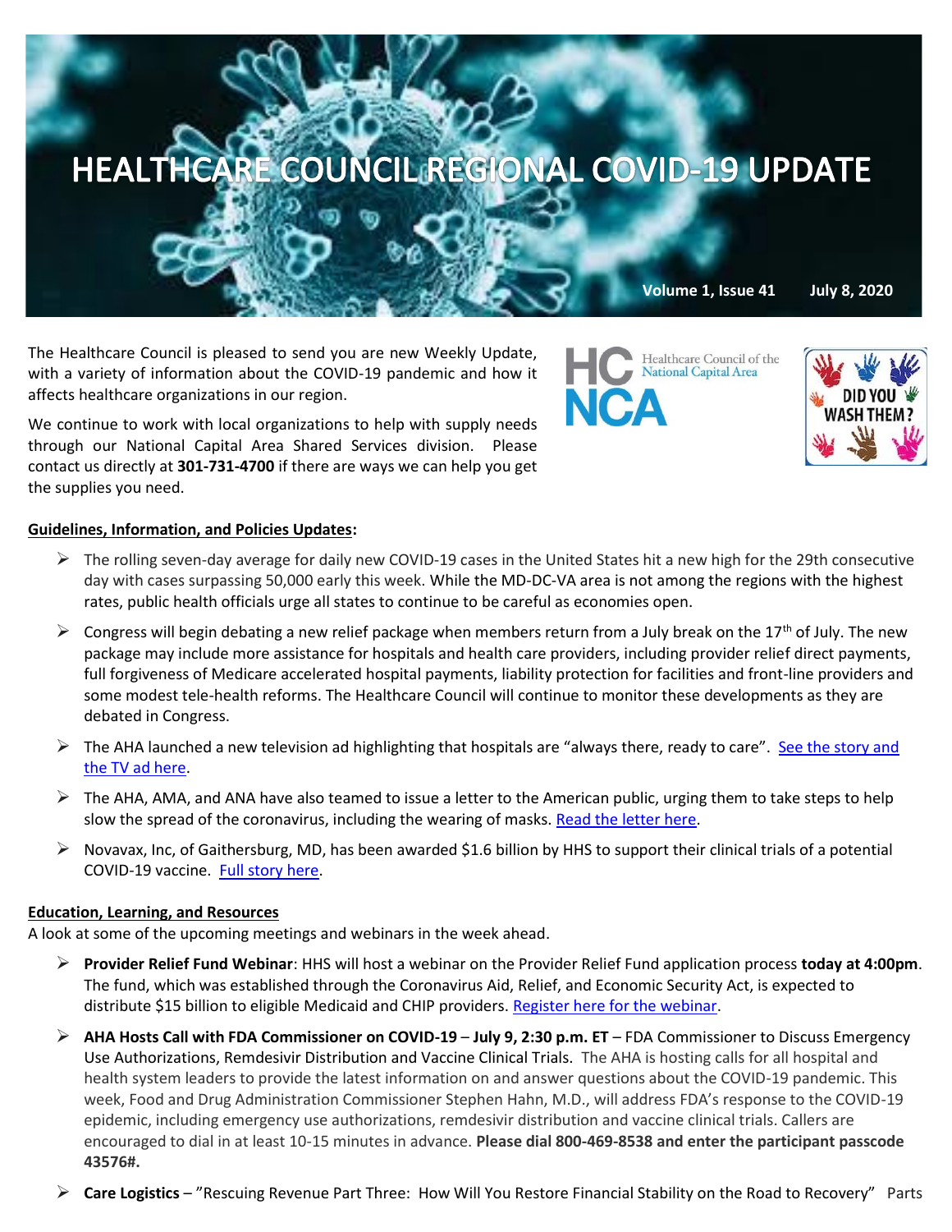# HEALTHCARE COUNCIL REGIONAL COVID-19 UPDATE

**Volume 1, Issue 41 July 8, 2020**

The Healthcare Council is pleased to send you are new Weekly Update, with a variety of information about the COVID-19 pandemic and how it affects healthcare organizations in our region.

We continue to work with local organizations to help with supply needs through our National Capital Area Shared Services division. Please contact us directly at **301-731-4700** if there are ways we can help you get the supplies you need.

**Guidelines, Information, and Policies Updates:**

- The rolling seven-day average for daily new COVID-19 cases in the United States hit a new high for the 29th consecutive day with cases surpassing 50,000 early this week. While the MD-DC-VA area is not among the regions with the highest rates, public health officials urge all states to continue to be careful as economies open.
- Congress will begin debating a new relief package when members return from a July break on the 17th of July. The new package may include more assistance for hospitals and health care providers, including provider relief direct payments, full forgiveness of Medicare accelerated hospital payments, liability protection for facilities and front-line providers and some modest tele-health reforms. The Healthcare Council will continue to monitor these developments as they are debated in Congress.
- The AHA launched a new television ad highlighting that hospitals are "always there, ready to care". See the story and the TV ad here.
- The AHA, AMA, and ANA have also teamed to issue a letter to the American public, urging them to take steps to help slow the spread of the coronavirus, including the wearing of masks. Read the letter here.
- Novavax, Inc, of Gaithersburg, MD, has been awarded $1.6 billion by HHS to support their clinical trials of a potential COVID-19 vaccine. Full story here.

**Education, Learning, and Resources**

A look at some of the upcoming meetings and webinars in the week ahead.

- **Provider Relief Fund Webinar**: HHS will host a webinar on the Provider Relief Fund application process **today at 4:00pm**. The fund, which was established through the Coronavirus Aid, Relief, and Economic Security Act, is expected to distribute $15 billion to eligible Medicaid and CHIP providers. Register here for the webinar.
- **AHA Hosts Call with FDA Commissioner on COVID-19** – **July 9, 2:30 p.m. ET** – FDA Commissioner to Discuss Emergency Use Authorizations, Remdesivir Distribution and Vaccine Clinical Trials. The AHA is hosting calls for all hospital and health system leaders to provide the latest information on and answer questions about the COVID-19 pandemic. This week, Food and Drug Administration Commissioner Stephen Hahn, M.D., will address FDA's response to the COVID-19 epidemic, including emergency use authorizations, remdesivir distribution and vaccine clinical trials. Callers are encouraged to dial in at least 10-15 minutes in advance. **Please dial 800-469-8538 and enter the participant passcode 43576#.**
- **Care Logistics** – "Rescuing Revenue Part Three: How Will You Restore Financial Stability on the Road to Recovery" Parts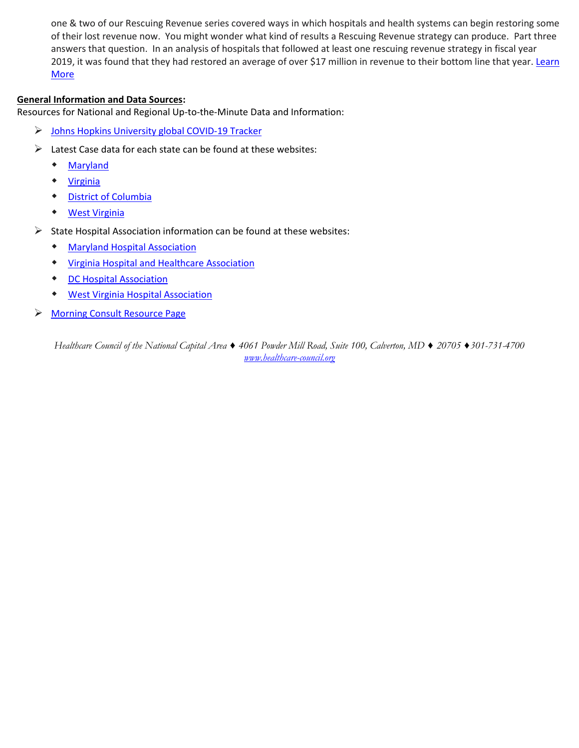one & two of our Rescuing Revenue series covered ways in which hospitals and health systems can begin restoring some of their lost revenue now. You might wonder what kind of results a Rescuing Revenue strategy can produce. Part three answers that question. In an analysis of hospitals that followed at least one rescuing revenue strategy in fiscal year 2019, it was found that they had restored an average of over $17 million in revenue to their bottom line that year. Learn More

**General Information and Data Sources:**

Resources for National and Regional Up-to-the-Minute Data and Information:

- Johns Hopkins University global COVID-19 Tracker
- Latest Case data for each state can be found at these websites:
  - Maryland
  - Virginia
  - District of Columbia
  - West Virginia
- State Hospital Association information can be found at these websites:
  - Maryland Hospital Association
  - Virginia Hospital and Healthcare Association
  - DC Hospital Association
  - West Virginia Hospital Association
- Morning Consult Resource Page

*Healthcare Council of the National Capital Area ♦ 4061 Powder Mill Road, Suite 100, Calverton, MD ♦ 20705 ♦301-731-4700*
*www.healthcare-council.org*